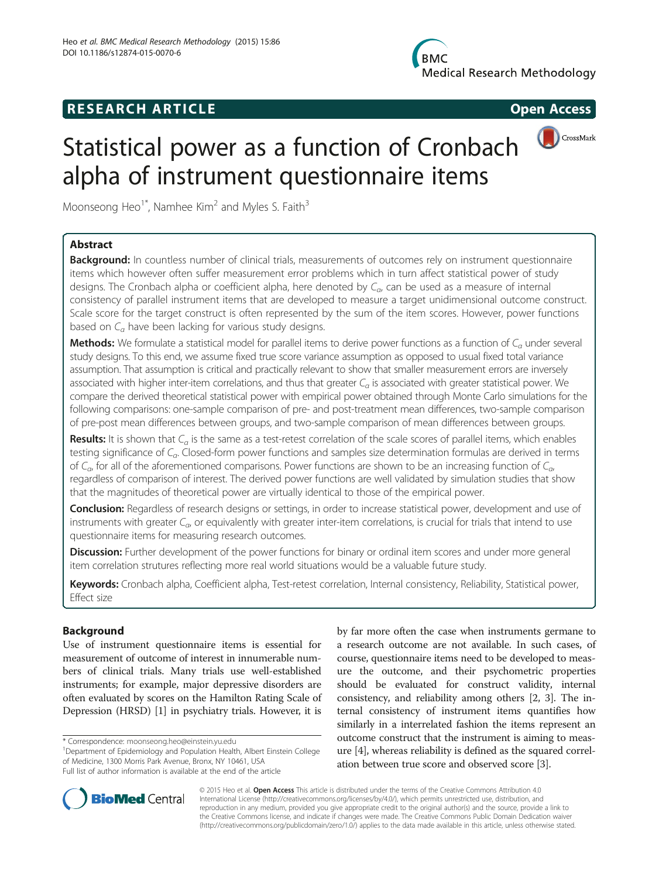# RESEARCH ARTICLE

Open Access

# Statistical power as a function of Cronbach alpha of instrument questionnaire items

Moonseong Heo[1*], Namhee Kim[2] and Myles S. Faith[3]

## Abstract

**Background:** In countless number of clinical trials, measurements of outcomes rely on instrument questionnaire items which however often suffer measurement error problems which in turn affect statistical power of study designs. The Cronbach alpha or coefficient alpha, here denoted by $C_\alpha$, can be used as a measure of internal consistency of parallel instrument items that are developed to measure a target unidimensional outcome construct. Scale score for the target construct is often represented by the sum of the item scores. However, power functions based on $C_\alpha$ have been lacking for various study designs.

**Methods:** We formulate a statistical model for parallel items to derive power functions as a function of $C_\alpha$ under several study designs. To this end, we assume fixed true score variance assumption as opposed to usual fixed total variance assumption. That assumption is critical and practically relevant to show that smaller measurement errors are inversely associated with higher inter-item correlations, and thus that greater $C_\alpha$ is associated with greater statistical power. We compare the derived theoretical statistical power with empirical power obtained through Monte Carlo simulations for the following comparisons: one-sample comparison of pre- and post-treatment mean differences, two-sample comparison of pre-post mean differences between groups, and two-sample comparison of mean differences between groups.

**Results:** It is shown that $C_\alpha$ is the same as a test-retest correlation of the scale scores of parallel items, which enables testing significance of $C_\alpha$. Closed-form power functions and samples size determination formulas are derived in terms of $C_\alpha$, for all of the aforementioned comparisons. Power functions are shown to be an increasing function of $C_\alpha$, regardless of comparison of interest. The derived power functions are well validated by simulation studies that show that the magnitudes of theoretical power are virtually identical to those of the empirical power.

**Conclusion:** Regardless of research designs or settings, in order to increase statistical power, development and use of instruments with greater $C_\alpha$, or equivalently with greater inter-item correlations, is crucial for trials that intend to use questionnaire items for measuring research outcomes.

**Discussion:** Further development of the power functions for binary or ordinal item scores and under more general item correlation strutures reflecting more real world situations would be a valuable future study.

**Keywords:** Cronbach alpha, Coefficient alpha, Test-retest correlation, Internal consistency, Reliability, Statistical power, Effect size

## Background

Use of instrument questionnaire items is essential for measurement of outcome of interest in innumerable numbers of clinical trials. Many trials use well-established instruments; for example, major depressive disorders are often evaluated by scores on the Hamilton Rating Scale of Depression (HRSD) [1] in psychiatry trials. However, it is by far more often the case when instruments germane to a research outcome are not available. In such cases, of course, questionnaire items need to be developed to measure the outcome, and their psychometric properties should be evaluated for construct validity, internal consistency, and reliability among others [2, 3]. The internal consistency of instrument items quantifies how similarly in a interrelated fashion the items represent an outcome construct that the instrument is aiming to measure [4], whereas reliability is defined as the squared correlation between true score and observed score [3].

\* Correspondence: moonseong.heo@einstein.yu.edu
[1]Department of Epidemiology and Population Health, Albert Einstein College of Medicine, 1300 Morris Park Avenue, Bronx, NY 10461, USA
Full list of author information is available at the end of the article

© 2015 Heo et al. **Open Access** This article is distributed under the terms of the Creative Commons Attribution 4.0 International License (http://creativecommons.org/licenses/by/4.0/), which permits unrestricted use, distribution, and reproduction in any medium, provided you give appropriate credit to the original author(s) and the source, provide a link to the Creative Commons license, and indicate if changes were made. The Creative Commons Public Domain Dedication waiver (http://creativecommons.org/publicdomain/zero/1.0/) applies to the data made available in this article, unless otherwise stated.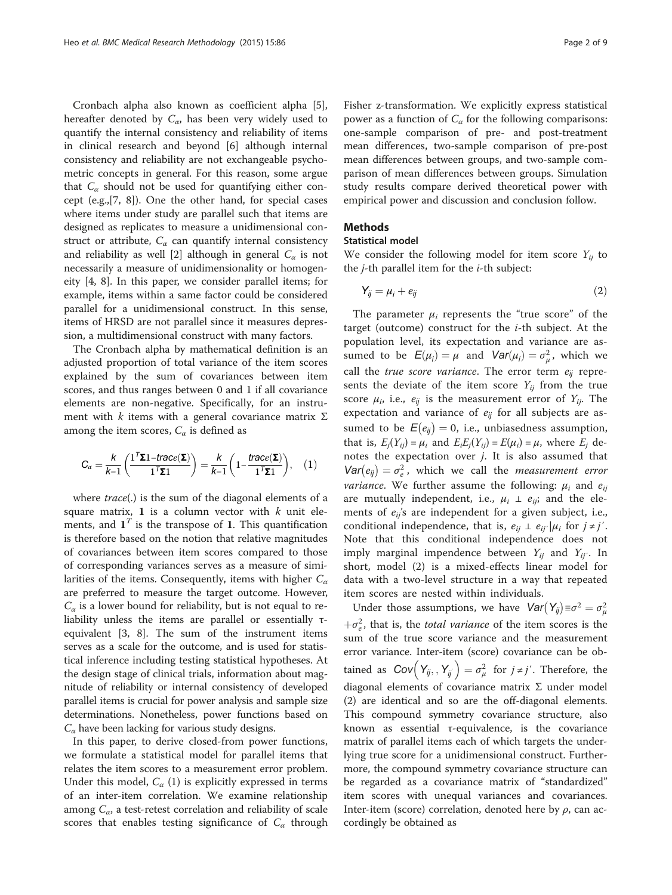Cronbach alpha also known as coefficient alpha [5], hereafter denoted by $C_\alpha$, has been very widely used to quantify the internal consistency and reliability of items in clinical research and beyond [6] although internal consistency and reliability are not exchangeable psychometric concepts in general. For this reason, some argue that $C_\alpha$ should not be used for quantifying either concept (e.g.,[7, 8]). One the other hand, for special cases where items under study are parallel such that items are designed as replicates to measure a unidimensional construct or attribute, $C_\alpha$ can quantify internal consistency and reliability as well [2] although in general $C_\alpha$ is not necessarily a measure of unidimensionality or homogeneity [4, 8]. In this paper, we consider parallel items; for example, items within a same factor could be considered parallel for a unidimensional construct. In this sense, items of HRSD are not parallel since it measures depression, a multidimensional construct with many factors.

The Cronbach alpha by mathematical definition is an adjusted proportion of total variance of the item scores explained by the sum of covariances between item scores, and thus ranges between 0 and 1 if all covariance elements are non-negative. Specifically, for an instrument with $k$ items with a general covariance matrix $\Sigma$ among the item scores, $C_\alpha$ is defined as

$$C_\alpha = \frac{k}{k-1}\left(\frac{\mathbf{1}^T\mathbf{\Sigma}\mathbf{1} - trace(\mathbf{\Sigma})}{\mathbf{1}^T\mathbf{\Sigma}\mathbf{1}}\right) = \frac{k}{k-1}\left(1 - \frac{trace(\mathbf{\Sigma})}{\mathbf{1}^T\mathbf{\Sigma}\mathbf{1}}\right), \quad (1)$$

where *trace*(.) is the sum of the diagonal elements of a square matrix, $\mathbf{1}$ is a column vector with $k$ unit elements, and $\mathbf{1}^T$ is the transpose of $\mathbf{1}$. This quantification is therefore based on the notion that relative magnitudes of covariances between item scores compared to those of corresponding variances serves as a measure of similarities of the items. Consequently, items with higher $C_\alpha$ are preferred to measure the target outcome. However, $C_\alpha$ is a lower bound for reliability, but is not equal to reliability unless the items are parallel or essentially τ-equivalent [3, 8]. The sum of the instrument items serves as a scale for the outcome, and is used for statistical inference including testing statistical hypotheses. At the design stage of clinical trials, information about magnitude of reliability or internal consistency of developed parallel items is crucial for power analysis and sample size determinations. Nonetheless, power functions based on $C_\alpha$ have been lacking for various study designs.

In this paper, to derive closed-from power functions, we formulate a statistical model for parallel items that relates the item scores to a measurement error problem. Under this model, $C_\alpha$ (1) is explicitly expressed in terms of an inter-item correlation. We examine relationship among $C_\alpha$, a test-retest correlation and reliability of scale scores that enables testing significance of $C_\alpha$ through Fisher z-transformation. We explicitly express statistical power as a function of $C_\alpha$ for the following comparisons: one-sample comparison of pre- and post-treatment mean differences, two-sample comparison of pre-post mean differences between groups, and two-sample comparison of mean differences between groups. Simulation study results compare derived theoretical power with empirical power and discussion and conclusion follow.

## Methods

### Statistical model

We consider the following model for item score $Y_{ij}$ to the $j$-th parallel item for the $i$-th subject:

$$Y_{ij} = \mu_i + e_{ij} \quad (2)$$

The parameter $\mu_i$ represents the "true score" of the target (outcome) construct for the $i$-th subject. At the population level, its expectation and variance are assumed to be $E(\mu_i) = \mu$ and $Var(\mu_i) = \sigma_\mu^2$, which we call the *true score variance*. The error term $e_{ij}$ represents the deviate of the item score $Y_{ij}$ from the true score $\mu_i$, i.e., $e_{ij}$ is the measurement error of $Y_{ij}$. The expectation and variance of $e_{ij}$ for all subjects are assumed to be $E(e_{ij}) = 0$, i.e., unbiasedness assumption, that is, $E_j(Y_{ij}) = \mu_i$ and $E_iE_j(Y_{ij}) = E(\mu_i) = \mu$, where $E_j$ denotes the expectation over $j$. It is also assumed that $Var(e_{ij}) = \sigma_e^2$, which we call the *measurement error variance*. We further assume the following: $\mu_i$ and $e_{ij}$ are mutually independent, i.e., $\mu_i \perp e_{ij}$; and the elements of $e_{ij}$'s are independent for a given subject, i.e., conditional independence, that is, $e_{ij} \perp e_{ij'}|\mu_i$ for $j \neq j'$. Note that this conditional independence does not imply marginal impendence between $Y_{ij}$ and $Y_{ij'}$. In short, model (2) is a mixed-effects linear model for data with a two-level structure in a way that repeated item scores are nested within individuals.

Under those assumptions, we have $Var(Y_{ij}) \equiv \sigma^2 = \sigma_\mu^2 + \sigma_e^2$, that is, the *total variance* of the item scores is the sum of the true score variance and the measurement error variance. Inter-item (score) covariance can be obtained as $Cov(Y_{ij}, Y_{ij'}) = \sigma_\mu^2$ for $j \neq j'$. Therefore, the diagonal elements of covariance matrix $\Sigma$ under model (2) are identical and so are the off-diagonal elements. This compound symmetry covariance structure, also known as essential τ-equivalence, is the covariance matrix of parallel items each of which targets the underlying true score for a unidimensional construct. Furthermore, the compound symmetry covariance structure can be regarded as a covariance matrix of "standardized" item scores with unequal variances and covariances. Inter-item (score) correlation, denoted here by $\rho$, can accordingly be obtained as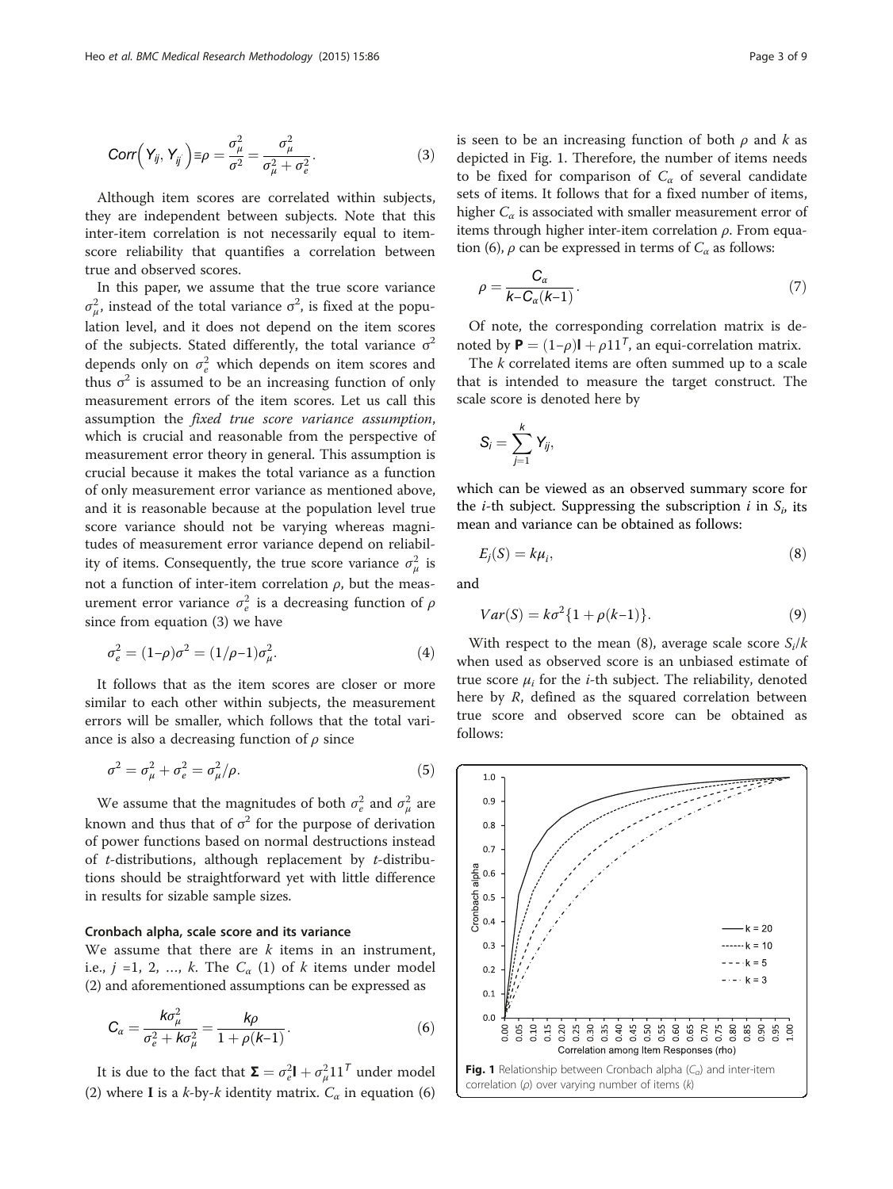$$Corr\left(Y_{ij}, Y_{ij'}\right) \equiv \rho = \frac{\sigma_\mu^2}{\sigma^2} = \frac{\sigma_\mu^2}{\sigma_\mu^2 + \sigma_e^2}. \tag{3}$$

Although item scores are correlated within subjects, they are independent between subjects. Note that this inter-item correlation is not necessarily equal to item-score reliability that quantifies a correlation between true and observed scores.

In this paper, we assume that the true score variance $\sigma_\mu^2$, instead of the total variance $\sigma^2$, is fixed at the population level, and it does not depend on the item scores of the subjects. Stated differently, the total variance $\sigma^2$ depends only on $\sigma_e^2$ which depends on item scores and thus $\sigma^2$ is assumed to be an increasing function of only measurement errors of the item scores. Let us call this assumption the *fixed true score variance assumption*, which is crucial and reasonable from the perspective of measurement error theory in general. This assumption is crucial because it makes the total variance as a function of only measurement error variance as mentioned above, and it is reasonable because at the population level true score variance should not be varying whereas magnitudes of measurement error variance depend on reliability of items. Consequently, the true score variance $\sigma_\mu^2$ is not a function of inter-item correlation $\rho$, but the measurement error variance $\sigma_e^2$ is a decreasing function of $\rho$ since from equation (3) we have

$$\sigma_e^2 = (1-\rho)\sigma^2 = (1/\rho-1)\sigma_\mu^2. \tag{4}$$

It follows that as the item scores are closer or more similar to each other within subjects, the measurement errors will be smaller, which follows that the total variance is also a decreasing function of $\rho$ since

$$\sigma^2 = \sigma_\mu^2 + \sigma_e^2 = \sigma_\mu^2/\rho. \tag{5}$$

We assume that the magnitudes of both $\sigma_e^2$ and $\sigma_\mu^2$ are known and thus that of $\sigma^2$ for the purpose of derivation of power functions based on normal destructions instead of *t*-distributions, although replacement by *t*-distributions should be straightforward yet with little difference in results for sizable sample sizes.

### Cronbach alpha, scale score and its variance

We assume that there are $k$ items in an instrument, i.e., $j$ =1, 2, ..., $k$. The $C_\alpha$ (1) of $k$ items under model (2) and aforementioned assumptions can be expressed as

$$C_\alpha = \frac{k\sigma_\mu^2}{\sigma_e^2 + k\sigma_\mu^2} = \frac{k\rho}{1+\rho(k-1)}. \tag{6}$$

It is due to the fact that $\mathbf{\Sigma} = \sigma_e^2\mathbf{I} + \sigma_\mu^2 11^T$ under model (2) where $\mathbf{I}$ is a $k$-by-$k$ identity matrix. $C_\alpha$ in equation (6) is seen to be an increasing function of both $\rho$ and $k$ as depicted in Fig. 1. Therefore, the number of items needs to be fixed for comparison of $C_\alpha$ of several candidate sets of items. It follows that for a fixed number of items, higher $C_\alpha$ is associated with smaller measurement error of items through higher inter-item correlation $\rho$. From equation (6), $\rho$ can be expressed in terms of $C_\alpha$ as follows:

$$\rho = \frac{C_\alpha}{k - C_\alpha(k-1)}. \tag{7}$$

Of note, the corresponding correlation matrix is denoted by $\mathbf{P} = (1-\rho)\mathbf{I} + \rho 11^T$, an equi-correlation matrix.

The $k$ correlated items are often summed up to a scale that is intended to measure the target construct. The scale score is denoted here by

$$S_i = \sum_{j=1}^{k} Y_{ij},$$

which can be viewed as an observed summary score for the $i$-th subject. Suppressing the subscription $i$ in $S_i$, its mean and variance can be obtained as follows:

$$E_j(S) = k\mu_i, \tag{8}$$

and

$$Var(S) = k\sigma^2\{1+\rho(k-1)\}. \tag{9}$$

With respect to the mean (8), average scale score $S_i/k$ when used as observed score is an unbiased estimate of true score $\mu_i$ for the $i$-th subject. The reliability, denoted here by $R$, defined as the squared correlation between true score and observed score can be obtained as follows:

**Fig. 1** Relationship between Cronbach alpha ($C_\alpha$) and inter-item correlation ($\rho$) over varying number of items ($k$)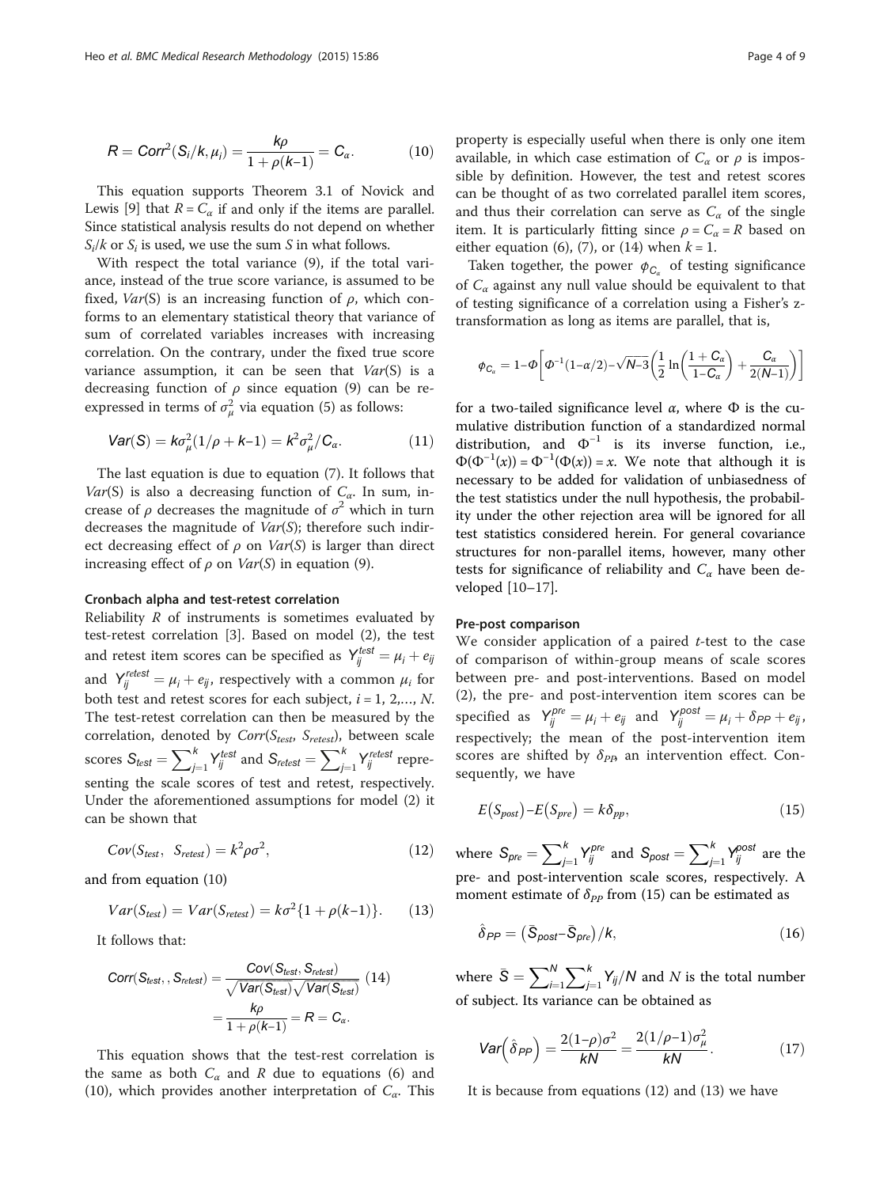$$R = Corr^2(S_i/k, \mu_i) = \frac{k\rho}{1 + \rho(k-1)} = C_\alpha. \tag{10}$$

This equation supports Theorem 3.1 of Novick and Lewis [9] that $R = C_\alpha$ if and only if the items are parallel. Since statistical analysis results do not depend on whether $S_i/k$ or $S_i$ is used, we use the sum $S$ in what follows.

With respect the total variance (9), if the total variance, instead of the true score variance, is assumed to be fixed, $Var(S)$ is an increasing function of $\rho$, which conforms to an elementary statistical theory that variance of sum of correlated variables increases with increasing correlation. On the contrary, under the fixed true score variance assumption, it can be seen that $Var(S)$ is a decreasing function of $\rho$ since equation (9) can be re-expressed in terms of $\sigma_\mu^2$ via equation (5) as follows:

$$Var(S) = k\sigma_\mu^2(1/\rho + k-1) = k^2\sigma_\mu^2/C_\alpha. \tag{11}$$

The last equation is due to equation (7). It follows that $Var(S)$ is also a decreasing function of $C_\alpha$. In sum, increase of $\rho$ decreases the magnitude of $\sigma^2$ which in turn decreases the magnitude of $Var(S)$; therefore such indirect decreasing effect of $\rho$ on $Var(S)$ is larger than direct increasing effect of $\rho$ on $Var(S)$ in equation (9).

#### Cronbach alpha and test-retest correlation

Reliability $R$ of instruments is sometimes evaluated by test-retest correlation [3]. Based on model (2), the test and retest item scores can be specified as $Y_{ij}^{test} = \mu_i + e_{ij}$ and $Y_{ij}^{retest} = \mu_i + e_{ij}$, respectively with a common $\mu_i$ for both test and retest scores for each subject, $i = 1, 2, \ldots, N$. The test-retest correlation can then be measured by the correlation, denoted by $Corr(S_{test}, S_{retest})$, between scale scores $S_{test} = \sum_{j=1}^{k} Y_{ij}^{test}$ and $S_{retest} = \sum_{j=1}^{k} Y_{ij}^{retest}$ representing the scale scores of test and retest, respectively. Under the aforementioned assumptions for model (2) it can be shown that

$$Cov(S_{test}, S_{retest}) = k^2\rho\sigma^2, \tag{12}$$

and from equation (10)

$$Var(S_{test}) = Var(S_{retest}) = k\sigma^2\{1 + \rho(k-1)\}. \tag{13}$$

It follows that:

$$Corr(S_{test}, , S_{retest}) = \frac{Cov(S_{test}, S_{retest})}{\sqrt{Var(S_{test})}\sqrt{Var(S_{test})}} = \frac{k\rho}{1 + \rho(k-1)} = R = C_\alpha. \tag{14}$$

This equation shows that the test-rest correlation is the same as both $C_\alpha$ and $R$ due to equations (6) and (10), which provides another interpretation of $C_\alpha$. This property is especially useful when there is only one item available, in which case estimation of $C_\alpha$ or $\rho$ is impossible by definition. However, the test and retest scores can be thought of as two correlated parallel item scores, and thus their correlation can serve as $C_\alpha$ of the single item. It is particularly fitting since $\rho = C_\alpha = R$ based on either equation (6), (7), or (14) when $k = 1$.

Taken together, the power $\phi_{C_\alpha}$ of testing significance of $C_\alpha$ against any null value should be equivalent to that of testing significance of a correlation using a Fisher's z-transformation as long as items are parallel, that is,

$$\phi_{C_\alpha} = 1 - \Phi\left[\Phi^{-1}(1-\alpha/2) - \sqrt{N-3}\left(\frac{1}{2}\ln\left(\frac{1+C_\alpha}{1-C_\alpha}\right) + \frac{C_\alpha}{2(N-1)}\right)\right]$$

for a two-tailed significance level $\alpha$, where $\Phi$ is the cumulative distribution function of a standardized normal distribution, and $\Phi^{-1}$ is its inverse function, i.e., $\Phi(\Phi^{-1}(x)) = \Phi^{-1}(\Phi(x)) = x$. We note that although it is necessary to be added for validation of unbiasedness of the test statistics under the null hypothesis, the probability under the other rejection area will be ignored for all test statistics considered herein. For general covariance structures for non-parallel items, however, many other tests for significance of reliability and $C_\alpha$ have been developed [10–17].

#### Pre-post comparison

We consider application of a paired $t$-test to the case of comparison of within-group means of scale scores between pre- and post-interventions. Based on model (2), the pre- and post-intervention item scores can be specified as $Y_{ij}^{pre} = \mu_i + e_{ij}$ and $Y_{ij}^{post} = \mu_i + \delta_{PP} + e_{ij}$, respectively; the mean of the post-intervention item scores are shifted by $\delta_{PP}$, an intervention effect. Consequently, we have

$$E(S_{post}) - E(S_{pre}) = k\delta_{pp}, \tag{15}$$

where $S_{pre} = \sum_{j=1}^{k} Y_{ij}^{pre}$ and $S_{post} = \sum_{j=1}^{k} Y_{ij}^{post}$ are the pre- and post-intervention scale scores, respectively. A moment estimate of $\delta_{PP}$ from (15) can be estimated as

$$\hat{\delta}_{PP} = (\bar{S}_{post} - \bar{S}_{pre})/k, \tag{16}$$

where $\bar{S} = \sum_{i=1}^{N}\sum_{j=1}^{k} Y_{ij}/N$ and $N$ is the total number of subject. Its variance can be obtained as

$$Var\left(\hat{\delta}_{PP}\right) = \frac{2(1-\rho)\sigma^2}{kN} = \frac{2(1/\rho - 1)\sigma_\mu^2}{kN}. \tag{17}$$

It is because from equations (12) and (13) we have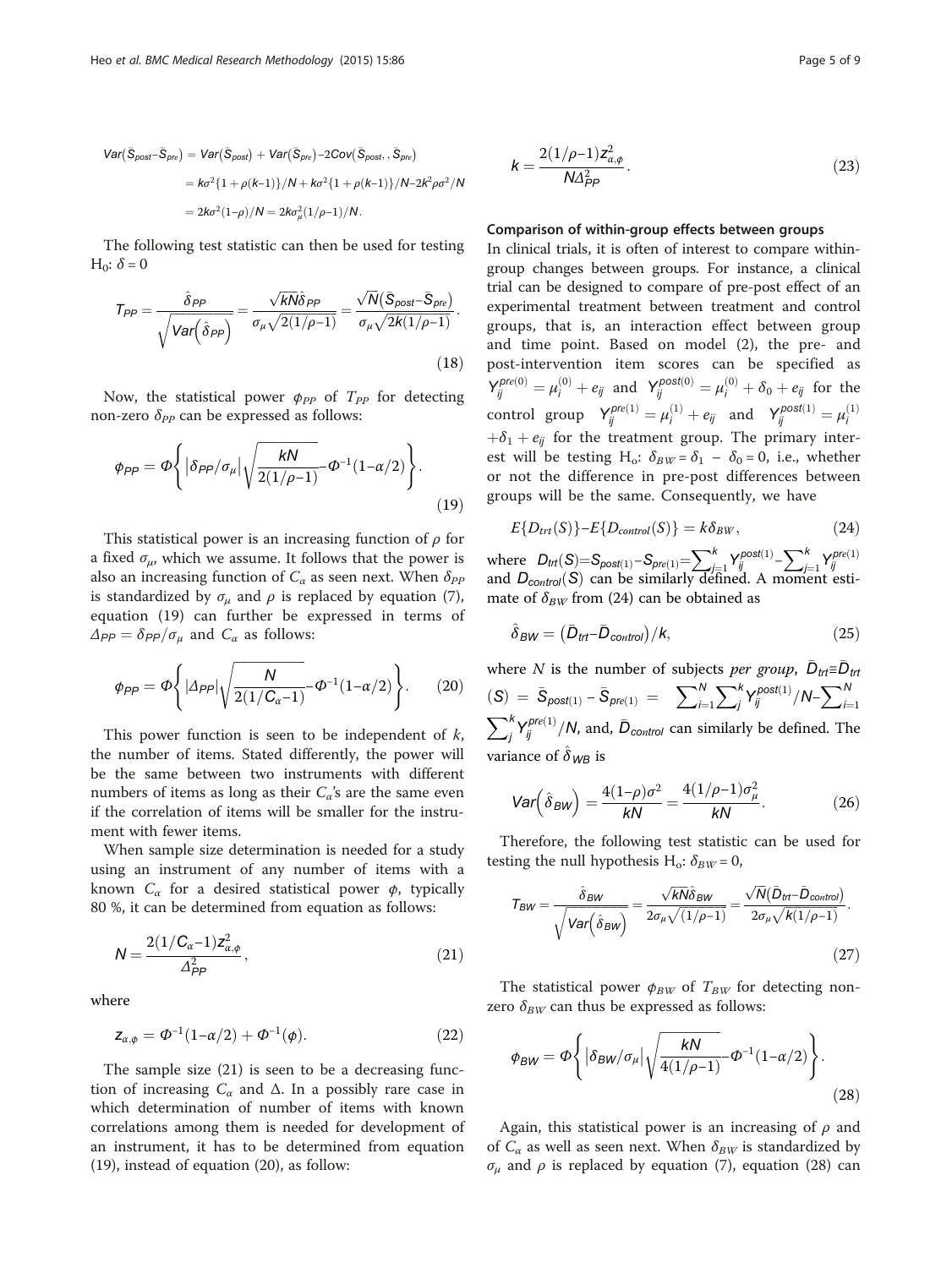$$
\begin{aligned}
Var(\bar{S}_{post}-\bar{S}_{pre}) &= Var(\bar{S}_{post}) + Var(\bar{S}_{pre}) - 2Cov(\bar{S}_{post}, , \bar{S}_{pre}) \\
&= k\sigma^2\{1+\rho(k-1)\}/N + k\sigma^2\{1+\rho(k-1)\}/N - 2k^2\rho\sigma^2/N \\
&= 2k\sigma^2(1-\rho)/N = 2k\sigma_\mu^2(1/\rho-1)/N.
\end{aligned}
$$

The following test statistic can then be used for testing $H_0$: $\delta = 0$

$$
T_{PP} = \frac{\hat{\delta}_{PP}}{\sqrt{Var\left(\hat{\delta}_{PP}\right)}} = \frac{\sqrt{kN}\hat{\delta}_{PP}}{\sigma_\mu\sqrt{2(1/\rho-1)}} = \frac{\sqrt{N}\left(\bar{S}_{post}-\bar{S}_{pre}\right)}{\sigma_\mu\sqrt{2k(1/\rho-1)}}. \tag{18}
$$

Now, the statistical power $\phi_{PP}$ of $T_{PP}$ for detecting non-zero $\delta_{PP}$ can be expressed as follows:

$$
\phi_{PP} = \Phi\left\{\left|\delta_{PP}/\sigma_\mu\right|\sqrt{\frac{kN}{2(1/\rho-1)}} - \Phi^{-1}(1-\alpha/2)\right\}. \tag{19}
$$

This statistical power is an increasing function of $\rho$ for a fixed $\sigma_\mu$, which we assume. It follows that the power is also an increasing function of $C_\alpha$ as seen next. When $\delta_{PP}$ is standardized by $\sigma_\mu$ and $\rho$ is replaced by equation (7), equation (19) can further be expressed in terms of $\Delta_{PP} = \delta_{PP}/\sigma_\mu$ and $C_\alpha$ as follows:

$$
\phi_{PP} = \Phi\left\{\left|\Delta_{PP}\right|\sqrt{\frac{N}{2(1/C_\alpha-1)}} - \Phi^{-1}(1-\alpha/2)\right\}. \tag{20}
$$

This power function is seen to be independent of $k$, the number of items. Stated differently, the power will be the same between two instruments with different numbers of items as long as their $C_\alpha$'s are the same even if the correlation of items will be smaller for the instrument with fewer items.

When sample size determination is needed for a study using an instrument of any number of items with a known $C_\alpha$ for a desired statistical power $\phi$, typically 80 %, it can be determined from equation as follows:

$$
N = \frac{2(1/C_\alpha-1)z_{\alpha,\phi}^2}{\Delta_{PP}^2}, \tag{21}
$$

where

$$
z_{\alpha,\phi} = \Phi^{-1}(1-\alpha/2) + \Phi^{-1}(\phi). \tag{22}
$$

The sample size (21) is seen to be a decreasing function of increasing $C_\alpha$ and $\Delta$. In a possibly rare case in which determination of number of items with known correlations among them is needed for development of an instrument, it has to be determined from equation (19), instead of equation (20), as follow:

$$
k = \frac{2(1/\rho-1)z_{\alpha,\phi}^2}{N\Delta_{PP}^2}. \tag{23}
$$

#### Comparison of within-group effects between groups

In clinical trials, it is often of interest to compare within-group changes between groups. For instance, a clinical trial can be designed to compare of pre-post effect of an experimental treatment between treatment and control groups, that is, an interaction effect between group and time point. Based on model (2), the pre- and post-intervention item scores can be specified as $Y_{ij}^{pre(0)} = \mu_i^{(0)} + e_{ij}$ and $Y_{ij}^{post(0)} = \mu_i^{(0)} + \delta_0 + e_{ij}$ for the control group $Y_{ij}^{pre(1)} = \mu_i^{(1)} + e_{ij}$ and $Y_{ij}^{post(1)} = \mu_i^{(1)} + \delta_1 + e_{ij}$ for the treatment group. The primary interest will be testing $H_o$: $\delta_{BW} = \delta_1 - \delta_0 = 0$, i.e., whether or not the difference in pre-post differences between groups will be the same. Consequently, we have

$$
E\{D_{trt}(S)\} - E\{D_{control}(S)\} = k\delta_{BW}, \tag{24}
$$

where $D_{trt}(S) = S_{post(1)} - S_{pre(1)} = \sum_{j=1}^k Y_{ij}^{post(1)} - \sum_{j=1}^k Y_{ij}^{pre(1)}$ and $D_{control}(S)$ can be similarly defined. A moment estimate of $\delta_{BW}$ from (24) can be obtained as

$$
\hat{\delta}_{BW} = \left(\bar{D}_{trt} - \bar{D}_{control}\right)/k, \tag{25}
$$

where $N$ is the number of subjects *per group*, $\bar{D}_{trt} \equiv \bar{D}_{trt}(S) = \bar{S}_{post(1)} - \bar{S}_{pre(1)} = \sum_{i=1}^N \sum_j^k Y_{ij}^{post(1)}/N - \sum_{i=1}^N \sum_j^k Y_{ij}^{pre(1)}/N$, and, $\bar{D}_{control}$ can similarly be defined. The variance of $\hat{\delta}_{WB}$ is

$$
Var\left(\hat{\delta}_{BW}\right) = \frac{4(1-\rho)\sigma^2}{kN} = \frac{4(1/\rho-1)\sigma_\mu^2}{kN}. \tag{26}
$$

Therefore, the following test statistic can be used for testing the null hypothesis $H_o$: $\delta_{BW} = 0$,

$$
T_{BW} = \frac{\hat{\delta}_{BW}}{\sqrt{Var\left(\hat{\delta}_{BW}\right)}} = \frac{\sqrt{kN}\hat{\delta}_{BW}}{2\sigma_\mu\sqrt{(1/\rho-1)}} = \frac{\sqrt{N}\left(\bar{D}_{trt}-\bar{D}_{control}\right)}{2\sigma_\mu\sqrt{k(1/\rho-1)}}. \tag{27}
$$

The statistical power $\phi_{BW}$ of $T_{BW}$ for detecting non-zero $\delta_{BW}$ can thus be expressed as follows:

$$
\phi_{BW} = \Phi\left\{\left|\delta_{BW}/\sigma_\mu\right|\sqrt{\frac{kN}{4(1/\rho-1)}} - \Phi^{-1}(1-\alpha/2)\right\}. \tag{28}
$$

Again, this statistical power is an increasing of $\rho$ and of $C_\alpha$ as well as seen next. When $\delta_{BW}$ is standardized by $\sigma_\mu$ and $\rho$ is replaced by equation (7), equation (28) can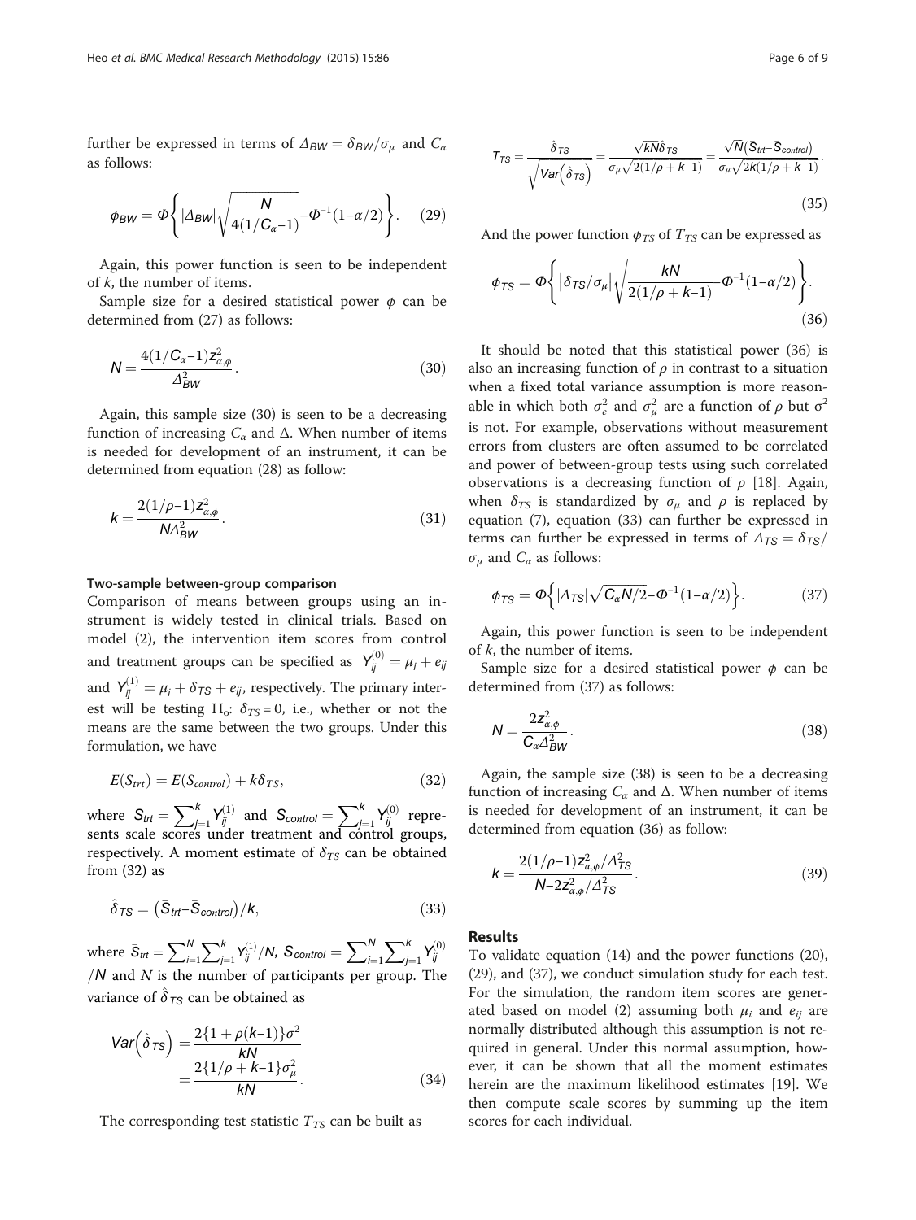further be expressed in terms of $\Delta_{BW} = \delta_{BW}/\sigma_\mu$ and $C_\alpha$ as follows:

$$\phi_{BW} = \Phi\left\{|\Delta_{BW}|\sqrt{\frac{N}{4(1/C_\alpha - 1)}} - \Phi^{-1}(1-\alpha/2)\right\}. \quad (29)$$

Again, this power function is seen to be independent of $k$, the number of items.

Sample size for a desired statistical power $\phi$ can be determined from (27) as follows:

$$N = \frac{4(1/C_\alpha - 1)z^2_{\alpha,\phi}}{\Delta^2_{BW}}. \quad (30)$$

Again, this sample size (30) is seen to be a decreasing function of increasing $C_\alpha$ and $\Delta$. When number of items is needed for development of an instrument, it can be determined from equation (28) as follow:

$$k = \frac{2(1/\rho - 1)z^2_{\alpha,\phi}}{N\Delta^2_{BW}}. \quad (31)$$

#### Two-sample between-group comparison

Comparison of means between groups using an instrument is widely tested in clinical trials. Based on model (2), the intervention item scores from control and treatment groups can be specified as $Y^{(0)}_{ij} = \mu_i + e_{ij}$ and $Y^{(1)}_{ij} = \mu_i + \delta_{TS} + e_{ij}$, respectively. The primary interest will be testing H$_o$: $\delta_{TS} = 0$, i.e., whether or not the means are the same between the two groups. Under this formulation, we have

$$E(S_{trt}) = E(S_{control}) + k\delta_{TS}, \quad (32)$$

where $S_{trt} = \sum_{j=1}^{k} Y^{(1)}_{ij}$ and $S_{control} = \sum_{j=1}^{k} Y^{(0)}_{ij}$ represents scale scores under treatment and control groups, respectively. A moment estimate of $\delta_{TS}$ can be obtained from (32) as

$$\hat{\delta}_{TS} = (\bar{S}_{trt} - \bar{S}_{control})/k, \quad (33)$$

where $\bar{S}_{trt} = \sum_{i=1}^{N}\sum_{j=1}^{k} Y^{(1)}_{ij}/N$, $\bar{S}_{control} = \sum_{i=1}^{N}\sum_{j=1}^{k} Y^{(0)}_{ij}/N$ and $N$ is the number of participants per group. The variance of $\hat{\delta}_{TS}$ can be obtained as

$$Var\left(\hat{\delta}_{TS}\right) = \frac{2\{1 + \rho(k-1)\}\sigma^2}{kN} = \frac{2\{1/\rho + k - 1\}\sigma^2_\mu}{kN}. \quad (34)$$

The corresponding test statistic $T_{TS}$ can be built as

$$T_{TS} = \frac{\hat{\delta}_{TS}}{\sqrt{Var\left(\hat{\delta}_{TS}\right)}} = \frac{\sqrt{kN}\hat{\delta}_{TS}}{\sigma_\mu\sqrt{2(1/\rho + k - 1)}} = \frac{\sqrt{N}(S_{trt} - S_{control})}{\sigma_\mu\sqrt{2k(1/\rho + k - 1)}}. \quad (35)$$

And the power function $\phi_{TS}$ of $T_{TS}$ can be expressed as

$$\phi_{TS} = \Phi\left\{|\delta_{TS}/\sigma_\mu|\sqrt{\frac{kN}{2(1/\rho + k - 1)}} - \Phi^{-1}(1-\alpha/2)\right\}. \quad (36)$$

It should be noted that this statistical power (36) is also an increasing function of $\rho$ in contrast to a situation when a fixed total variance assumption is more reasonable in which both $\sigma^2_e$ and $\sigma^2_\mu$ are a function of $\rho$ but $\sigma^2$ is not. For example, observations without measurement errors from clusters are often assumed to be correlated and power of between-group tests using such correlated observations is a decreasing function of $\rho$ [18]. Again, when $\delta_{TS}$ is standardized by $\sigma_\mu$ and $\rho$ is replaced by equation (7), equation (33) can further be expressed in terms can further be expressed in terms of $\Delta_{TS} = \delta_{TS}/\sigma_\mu$ and $C_\alpha$ as follows:

$$\phi_{TS} = \Phi\left\{|\Delta_{TS}|\sqrt{C_\alpha N/2} - \Phi^{-1}(1-\alpha/2)\right\}. \quad (37)$$

Again, this power function is seen to be independent of $k$, the number of items.

Sample size for a desired statistical power $\phi$ can be determined from (37) as follows:

$$N = \frac{2z^2_{\alpha,\phi}}{C_\alpha\Delta^2_{BW}}. \quad (38)$$

Again, the sample size (38) is seen to be a decreasing function of increasing $C_\alpha$ and $\Delta$. When number of items is needed for development of an instrument, it can be determined from equation (36) as follow:

$$k = \frac{2(1/\rho - 1)z^2_{\alpha,\phi}/\Delta^2_{TS}}{N - 2z^2_{\alpha,\phi}/\Delta^2_{TS}}. \quad (39)$$

## Results

To validate equation (14) and the power functions (20), (29), and (37), we conduct simulation study for each test. For the simulation, the random item scores are generated based on model (2) assuming both $\mu_i$ and $e_{ij}$ are normally distributed although this assumption is not required in general. Under this normal assumption, however, it can be shown that all the moment estimates herein are the maximum likelihood estimates [19]. We then compute scale scores by summing up the item scores for each individual.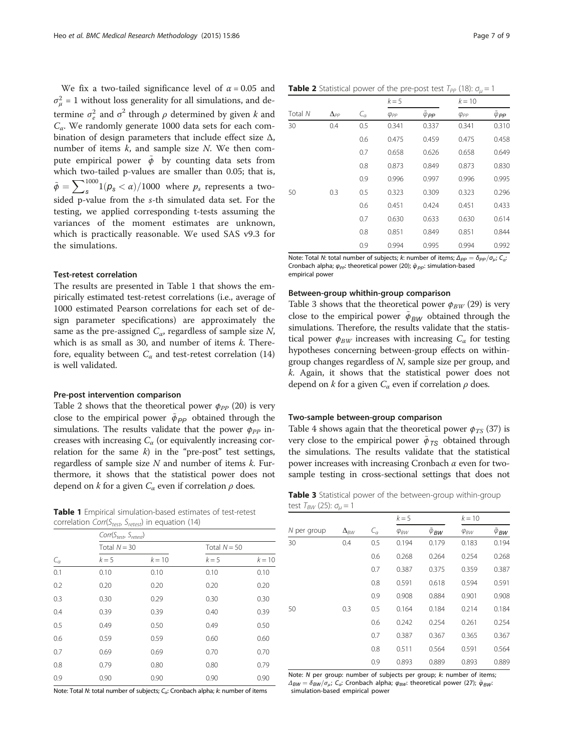We fix a two-tailed significance level of $\alpha = 0.05$ and $\sigma_\mu^2 = 1$ without loss generality for all simulations, and determine $\sigma_e^2$ and $\sigma^2$ through $\rho$ determined by given $k$ and $C_\alpha$. We randomly generate 1000 data sets for each combination of design parameters that include effect size $\Delta$, number of items $k$, and sample size $N$. We then compute empirical power $\tilde{\phi}$ by counting data sets from which two-tailed p-values are smaller than 0.05; that is, $\tilde{\phi} = \sum_s^{1000} 1(p_s < \alpha)/1000$ where $p_s$ represents a two-sided p-value from the $s$-th simulated data set. For the testing, we applied corresponding t-tests assuming the variances of the moment estimates are unknown, which is practically reasonable. We used SAS v9.3 for the simulations.

### Test-retest correlation

The results are presented in Table 1 that shows the empirically estimated test-retest correlations (i.e., average of 1000 estimated Pearson correlations for each set of design parameter specifications) are approximately the same as the pre-assigned $C_\alpha$, regardless of sample size $N$, which is as small as 30, and number of items $k$. Therefore, equality between $C_\alpha$ and test-retest correlation (14) is well validated.

### Pre-post intervention comparison

Table 2 shows that the theoretical power $\phi_{PP}$ (20) is very close to the empirical power $\tilde{\phi}_{PP}$ obtained through the simulations. The results validate that the power $\phi_{PP}$ increases with increasing $C_\alpha$ (or equivalently increasing correlation for the same $k$) in the "pre-post" test settings, regardless of sample size $N$ and number of items $k$. Furthermore, it shows that the statistical power does not depend on $k$ for a given $C_\alpha$ even if correlation $\rho$ does.

**Table 1** Empirical simulation-based estimates of test-retest correlation $Corr(S_{test}, S_{retest})$ in equation (14)

| | $Corr(S_{test}, S_{retest})$ | | | |
|---|---|---|---|---|
| | Total $N = 30$ | | Total $N = 50$ | |
| $C_\alpha$ | $k = 5$ | $k = 10$ | $k = 5$ | $k = 10$ |
| 0.1 | 0.10 | 0.10 | 0.10 | 0.10 |
| 0.2 | 0.20 | 0.20 | 0.20 | 0.20 |
| 0.3 | 0.30 | 0.29 | 0.30 | 0.30 |
| 0.4 | 0.39 | 0.39 | 0.40 | 0.39 |
| 0.5 | 0.49 | 0.50 | 0.49 | 0.50 |
| 0.6 | 0.59 | 0.59 | 0.60 | 0.60 |
| 0.7 | 0.69 | 0.69 | 0.70 | 0.70 |
| 0.8 | 0.79 | 0.80 | 0.80 | 0.79 |
| 0.9 | 0.90 | 0.90 | 0.90 | 0.90 |

Note: Total $N$: total number of subjects; $C_\alpha$: Cronbach alpha; $k$: number of items

**Table 2** Statistical power of the pre-post test $T_{PP}$ (18): $\sigma_\mu = 1$

| | | | $k = 5$ | | $k = 10$ | |
|---|---|---|---|---|---|---|
| Total $N$ | $\Delta_{PP}$ | $C_\alpha$ | $\varphi_{PP}$ | $\tilde{\varphi}_{PP}$ | $\varphi_{PP}$ | $\tilde{\varphi}_{PP}$ |
| 30 | 0.4 | 0.5 | 0.341 | 0.337 | 0.341 | 0.310 |
| | | 0.6 | 0.475 | 0.459 | 0.475 | 0.458 |
| | | 0.7 | 0.658 | 0.626 | 0.658 | 0.649 |
| | | 0.8 | 0.873 | 0.849 | 0.873 | 0.830 |
| | | 0.9 | 0.996 | 0.997 | 0.996 | 0.995 |
| 50 | 0.3 | 0.5 | 0.323 | 0.309 | 0.323 | 0.296 |
| | | 0.6 | 0.451 | 0.424 | 0.451 | 0.433 |
| | | 0.7 | 0.630 | 0.633 | 0.630 | 0.614 |
| | | 0.8 | 0.851 | 0.849 | 0.851 | 0.844 |
| | | 0.9 | 0.994 | 0.995 | 0.994 | 0.992 |

Note: Total $N$: total number of subjects; $k$: number of items; $\Delta_{PP} = \delta_{PP}/\sigma_\mu$; $C_\alpha$: Cronbach alpha; $\varphi_{PP}$: theoretical power (20); $\tilde{\varphi}_{PP}$: simulation-based empirical power

### Between-group whithin-group comparison

Table 3 shows that the theoretical power $\phi_{BW}$ (29) is very close to the empirical power $\tilde{\phi}_{BW}$ obtained through the simulations. Therefore, the results validate that the statistical power $\phi_{BW}$ increases with increasing $C_\alpha$ for testing hypotheses concerning between-group effects on within-group changes regardless of $N$, sample size per group, and $k$. Again, it shows that the statistical power does not depend on $k$ for a given $C_\alpha$ even if correlation $\rho$ does.

### Two-sample between-group comparison

Table 4 shows again that the theoretical power $\phi_{TS}$ (37) is very close to the empirical power $\tilde{\phi}_{TS}$ obtained through the simulations. The results validate that the statistical power increases with increasing Cronbach $\alpha$ even for two-sample testing in cross-sectional settings that does not

**Table 3** Statistical power of the between-group within-group test $T_{BW}$ (25): $\sigma_\mu = 1$

| | | | $k = 5$ | | $k = 10$ | |
|---|---|---|---|---|---|---|
| $N$ per group | $\Delta_{BW}$ | $C_\alpha$ | $\varphi_{BW}$ | $\tilde{\varphi}_{BW}$ | $\varphi_{BW}$ | $\tilde{\varphi}_{BW}$ |
| 30 | 0.4 | 0.5 | 0.194 | 0.179 | 0.183 | 0.194 |
| | | 0.6 | 0.268 | 0.264 | 0.254 | 0.268 |
| | | 0.7 | 0.387 | 0.375 | 0.359 | 0.387 |
| | | 0.8 | 0.591 | 0.618 | 0.594 | 0.591 |
| | | 0.9 | 0.908 | 0.884 | 0.901 | 0.908 |
| 50 | 0.3 | 0.5 | 0.164 | 0.184 | 0.214 | 0.184 |
| | | 0.6 | 0.242 | 0.254 | 0.261 | 0.254 |
| | | 0.7 | 0.387 | 0.367 | 0.365 | 0.367 |
| | | 0.8 | 0.511 | 0.564 | 0.591 | 0.564 |
| | | 0.9 | 0.893 | 0.889 | 0.893 | 0.889 |

Note: $N$ per group: number of subjects per group; $k$: number of items; $\Delta_{BW} = \delta_{BW}/\sigma_\mu$; $C_\alpha$: Cronbach alpha; $\varphi_{BW}$: theoretical power (27); $\tilde{\varphi}_{BW}$: simulation-based empirical power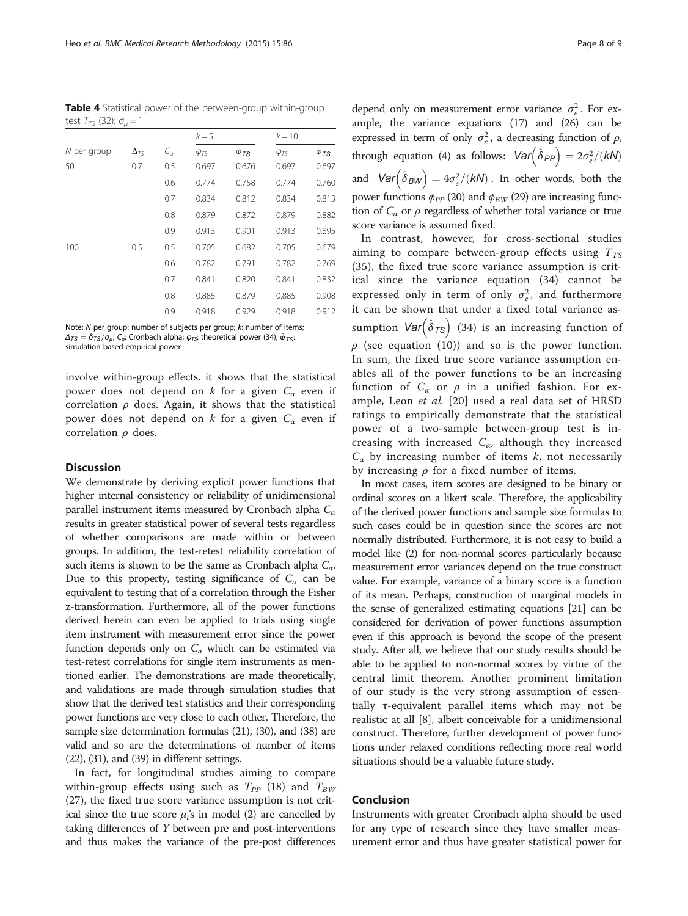**Table 4** Statistical power of the between-group within-group test $T_{TS}$ (32): $\sigma_\mu = 1$

| N per group | $\Delta_{TS}$ | $C_\alpha$ | $k=5$ | | $k=10$ | |
|---|---|---|---|---|---|---|
| | | | $\varphi_{TS}$ | $\tilde{\varphi}_{TS}$ | $\varphi_{TS}$ | $\tilde{\varphi}_{TS}$ |
| 50 | 0.7 | 0.5 | 0.697 | 0.676 | 0.697 | 0.697 |
| | | 0.6 | 0.774 | 0.758 | 0.774 | 0.760 |
| | | 0.7 | 0.834 | 0.812 | 0.834 | 0.813 |
| | | 0.8 | 0.879 | 0.872 | 0.879 | 0.882 |
| | | 0.9 | 0.913 | 0.901 | 0.913 | 0.895 |
| 100 | 0.5 | 0.5 | 0.705 | 0.682 | 0.705 | 0.679 |
| | | 0.6 | 0.782 | 0.791 | 0.782 | 0.769 |
| | | 0.7 | 0.841 | 0.820 | 0.841 | 0.832 |
| | | 0.8 | 0.885 | 0.879 | 0.885 | 0.908 |
| | | 0.9 | 0.918 | 0.929 | 0.918 | 0.912 |

Note: N per group: number of subjects per group; k: number of items; $\Delta_{TS} = \delta_{TS}/\sigma_\mu$; $C_\alpha$: Cronbach alpha; $\varphi_{TS}$: theoretical power (34); $\tilde{\varphi}_{TS}$: simulation-based empirical power

involve within-group effects. it shows that the statistical power does not depend on $k$ for a given $C_\alpha$ even if correlation $\rho$ does. Again, it shows that the statistical power does not depend on $k$ for a given $C_\alpha$ even if correlation $\rho$ does.

## Discussion

We demonstrate by deriving explicit power functions that higher internal consistency or reliability of unidimensional parallel instrument items measured by Cronbach alpha $C_\alpha$ results in greater statistical power of several tests regardless of whether comparisons are made within or between groups. In addition, the test-retest reliability correlation of such items is shown to be the same as Cronbach alpha $C_\alpha$. Due to this property, testing significance of $C_\alpha$ can be equivalent to testing that of a correlation through the Fisher z-transformation. Furthermore, all of the power functions derived herein can even be applied to trials using single item instrument with measurement error since the power function depends only on $C_\alpha$ which can be estimated via test-retest correlations for single item instruments as mentioned earlier. The demonstrations are made theoretically, and validations are made through simulation studies that show that the derived test statistics and their corresponding power functions are very close to each other. Therefore, the sample size determination formulas (21), (30), and (38) are valid and so are the determinations of number of items (22), (31), and (39) in different settings.

In fact, for longitudinal studies aiming to compare within-group effects using such as $T_{PP}$ (18) and $T_{BW}$ (27), the fixed true score variance assumption is not critical since the true score $\mu_i$'s in model (2) are cancelled by taking differences of $Y$ between pre and post-interventions and thus makes the variance of the pre-post differences depend only on measurement error variance $\sigma_e^2$. For example, the variance equations (17) and (26) can be expressed in term of only $\sigma_e^2$, a decreasing function of $\rho$, through equation (4) as follows: $Var\left(\hat{\delta}_{PP}\right) = 2\sigma_e^2/(kN)$ and $Var\left(\hat{\delta}_{BW}\right) = 4\sigma_e^2/(kN)$. In other words, both the power functions $\phi_{PP}$ (20) and $\phi_{BW}$ (29) are increasing function of $C_\alpha$ or $\rho$ regardless of whether total variance or true score variance is assumed fixed.

In contrast, however, for cross-sectional studies aiming to compare between-group effects using $T_{TS}$ (35), the fixed true score variance assumption is critical since the variance equation (34) cannot be expressed only in term of only $\sigma_e^2$, and furthermore it can be shown that under a fixed total variance assumption $Var\left(\hat{\delta}_{TS}\right)$ (34) is an increasing function of $\rho$ (see equation (10)) and so is the power function. In sum, the fixed true score variance assumption enables all of the power functions to be an increasing function of $C_\alpha$ or $\rho$ in a unified fashion. For example, Leon *et al.* [20] used a real data set of HRSD ratings to empirically demonstrate that the statistical power of a two-sample between-group test is increasing with increased $C_\alpha$, although they increased $C_\alpha$ by increasing number of items $k$, not necessarily by increasing $\rho$ for a fixed number of items.

In most cases, item scores are designed to be binary or ordinal scores on a likert scale. Therefore, the applicability of the derived power functions and sample size formulas to such cases could be in question since the scores are not normally distributed. Furthermore, it is not easy to build a model like (2) for non-normal scores particularly because measurement error variances depend on the true construct value. For example, variance of a binary score is a function of its mean. Perhaps, construction of marginal models in the sense of generalized estimating equations [21] can be considered for derivation of power functions assumption even if this approach is beyond the scope of the present study. After all, we believe that our study results should be able to be applied to non-normal scores by virtue of the central limit theorem. Another prominent limitation of our study is the very strong assumption of essentially τ-equivalent parallel items which may not be realistic at all [8], albeit conceivable for a unidimensional construct. Therefore, further development of power functions under relaxed conditions reflecting more real world situations should be a valuable future study.

## Conclusion

Instruments with greater Cronbach alpha should be used for any type of research since they have smaller measurement error and thus have greater statistical power for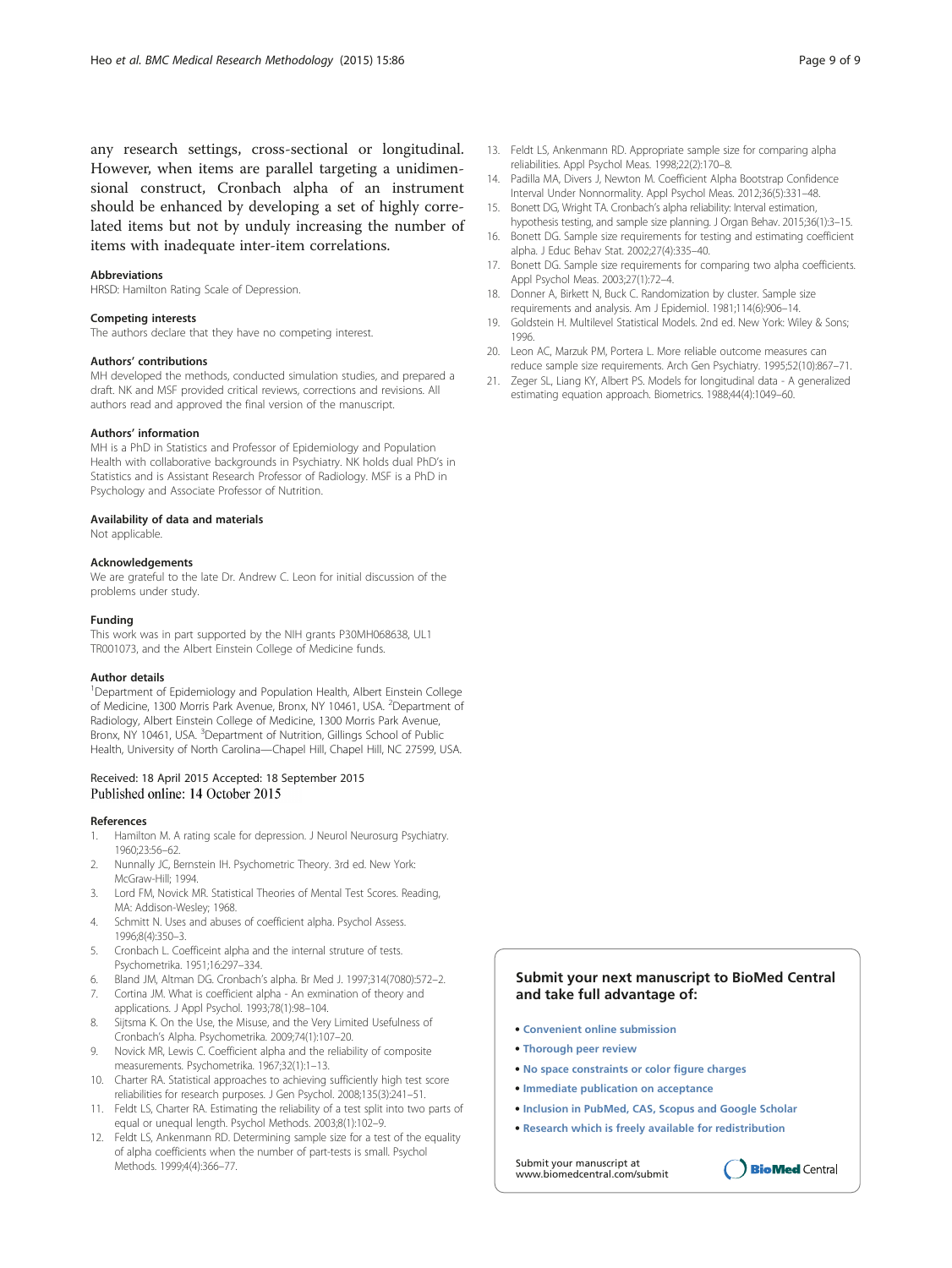any research settings, cross-sectional or longitudinal. However, when items are parallel targeting a unidimensional construct, Cronbach alpha of an instrument should be enhanced by developing a set of highly correlated items but not by unduly increasing the number of items with inadequate inter-item correlations.

### Abbreviations

HRSD: Hamilton Rating Scale of Depression.

### Competing interests

The authors declare that they have no competing interest.

### Authors' contributions

MH developed the methods, conducted simulation studies, and prepared a draft. NK and MSF provided critical reviews, corrections and revisions. All authors read and approved the final version of the manuscript.

### Authors' information

MH is a PhD in Statistics and Professor of Epidemiology and Population Health with collaborative backgrounds in Psychiatry. NK holds dual PhD's in Statistics and is Assistant Research Professor of Radiology. MSF is a PhD in Psychology and Associate Professor of Nutrition.

### Availability of data and materials

Not applicable.

### Acknowledgements

We are grateful to the late Dr. Andrew C. Leon for initial discussion of the problems under study.

### Funding

This work was in part supported by the NIH grants P30MH068638, UL1 TR001073, and the Albert Einstein College of Medicine funds.

### Author details

[1]Department of Epidemiology and Population Health, Albert Einstein College of Medicine, 1300 Morris Park Avenue, Bronx, NY 10461, USA. [2]Department of Radiology, Albert Einstein College of Medicine, 1300 Morris Park Avenue, Bronx, NY 10461, USA. [3]Department of Nutrition, Gillings School of Public Health, University of North Carolina—Chapel Hill, Chapel Hill, NC 27599, USA.

Received: 18 April 2015 Accepted: 18 September 2015
Published online: 14 October 2015

### References

1. Hamilton M. A rating scale for depression. J Neurol Neurosurg Psychiatry. 1960;23:56–62.
2. Nunnally JC, Bernstein IH. Psychometric Theory. 3rd ed. New York: McGraw-Hill; 1994.
3. Lord FM, Novick MR. Statistical Theories of Mental Test Scores. Reading, MA: Addison-Wesley; 1968.
4. Schmitt N. Uses and abuses of coefficient alpha. Psychol Assess. 1996;8(4):350–3.
5. Cronbach L. Coefficeint alpha and the internal struture of tests. Psychometrika. 1951;16:297–334.
6. Bland JM, Altman DG. Cronbach's alpha. Br Med J. 1997;314(7080):572–2.
7. Cortina JM. What is coefficient alpha - An exmination of theory and applications. J Appl Psychol. 1993;78(1):98–104.
8. Sijtsma K. On the Use, the Misuse, and the Very Limited Usefulness of Cronbach's Alpha. Psychometrika. 2009;74(1):107–20.
9. Novick MR, Lewis C. Coefficient alpha and the reliability of composite measurements. Psychometrika. 1967;32(1):1–13.
10. Charter RA. Statistical approaches to achieving sufficiently high test score reliabilities for research purposes. J Gen Psychol. 2008;135(3):241–51.
11. Feldt LS, Charter RA. Estimating the reliability of a test split into two parts of equal or unequal length. Psychol Methods. 2003;8(1):102–9.
12. Feldt LS, Ankenmann RD. Determining sample size for a test of the equality of alpha coefficients when the number of part-tests is small. Psychol Methods. 1999;4(4):366–77.
13. Feldt LS, Ankenmann RD. Appropriate sample size for comparing alpha reliabilities. Appl Psychol Meas. 1998;22(2):170–8.
14. Padilla MA, Divers J, Newton M. Coefficient Alpha Bootstrap Confidence Interval Under Nonnormality. Appl Psychol Meas. 2012;36(5):331–48.
15. Bonett DG, Wright TA. Cronbach's alpha reliability: Interval estimation, hypothesis testing, and sample size planning. J Organ Behav. 2015;36(1):3–15.
16. Bonett DG. Sample size requirements for testing and estimating coefficient alpha. J Educ Behav Stat. 2002;27(4):335–40.
17. Bonett DG. Sample size requirements for comparing two alpha coefficients. Appl Psychol Meas. 2003;27(1):72–4.
18. Donner A, Birkett N, Buck C. Randomization by cluster. Sample size requirements and analysis. Am J Epidemiol. 1981;114(6):906–14.
19. Goldstein H. Multilevel Statistical Models. 2nd ed. New York: Wiley & Sons; 1996.
20. Leon AC, Marzuk PM, Portera L. More reliable outcome measures can reduce sample size requirements. Arch Gen Psychiatry. 1995;52(10):867–71.
21. Zeger SL, Liang KY, Albert PS. Models for longitudinal data - A generalized estimating equation approach. Biometrics. 1988;44(4):1049–60.

**Submit your next manuscript to BioMed Central and take full advantage of:**

- Convenient online submission
- Thorough peer review
- No space constraints or color figure charges
- Immediate publication on acceptance
- Inclusion in PubMed, CAS, Scopus and Google Scholar
- Research which is freely available for redistribution

Submit your manuscript at www.biomedcentral.com/submit

BioMed Central